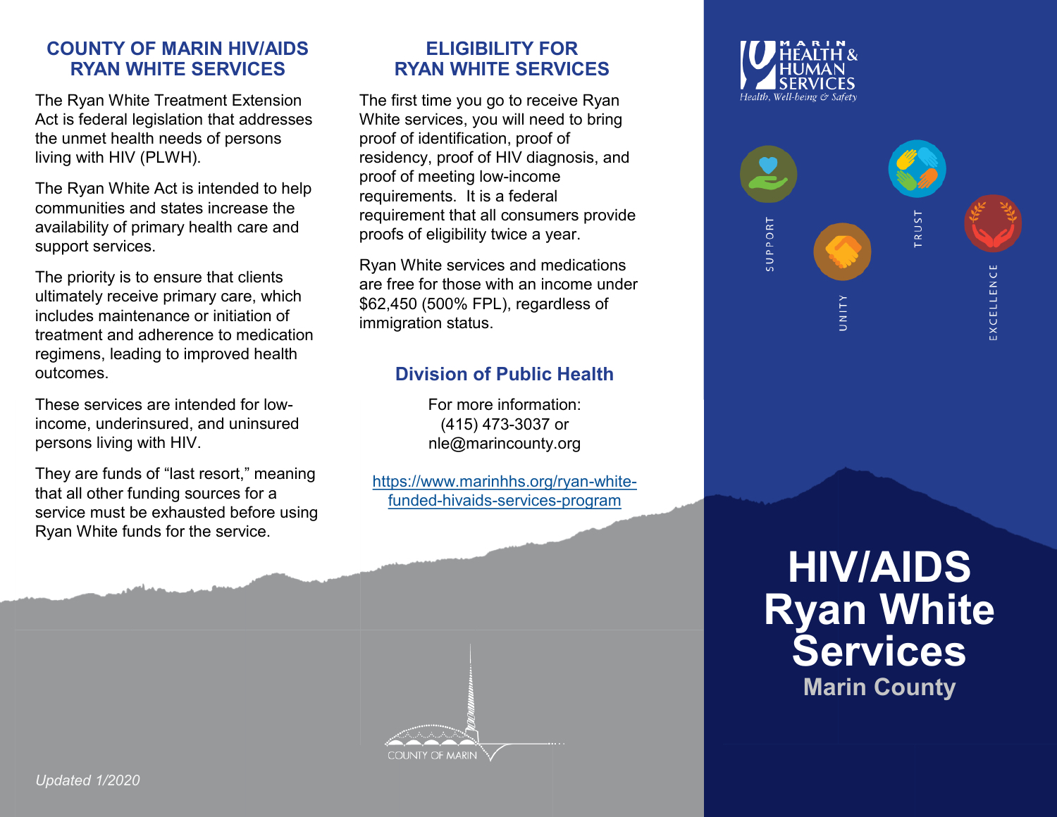## COUNTY OF MARIN HIV/AIDS RYAN WHITE SERVICES

The Ryan White Treatment Extension Act is federal legislation that addresses the unmet health needs of persons living with HIV (PLWH).

The Ryan White Act is intended to help communities and states increase the availability of primary health care and support services.

The priority is to ensure that clients ultimately receive primary care, which includes maintenance or initiation of treatment and adherence to medication regimens, leading to improved health outcomes.

These services are intended for low-income, underinsured, and uninsured persons living with HIV.

They are funds of "last resort," meaning that all other funding sources for a service must be exhausted before using Ryan White funds for the service.

*Updated 1/2020*

## ELIGIBILITY FOR RYAN WHITE SERVICES

The first time you go to receive Ryan White services, you will need to bring proof of identification, proof of residency, proof of HIV diagnosis, and proof of meeting low-income requirements. It is a federal requirement that all consumers provide proofs of eligibility twice a year.

Ryan White services and medications are free for those with an income under $62,450 (500% FPL), regardless of immigration status.

### Division of Public Health

For more information:
(415) 473-3037 or
nle@marincounty.org

https://www.marinhhs.org/ryan-white-funded-hivaids-services-program

COUNTY OF MARIN

MARIN HEALTH & HUMAN SERVICES
*Health, Well-being & Safety*

SUPPORT · UNITY · TRUST · EXCELLENCE

# HIV/AIDS Ryan White Services

**Marin County**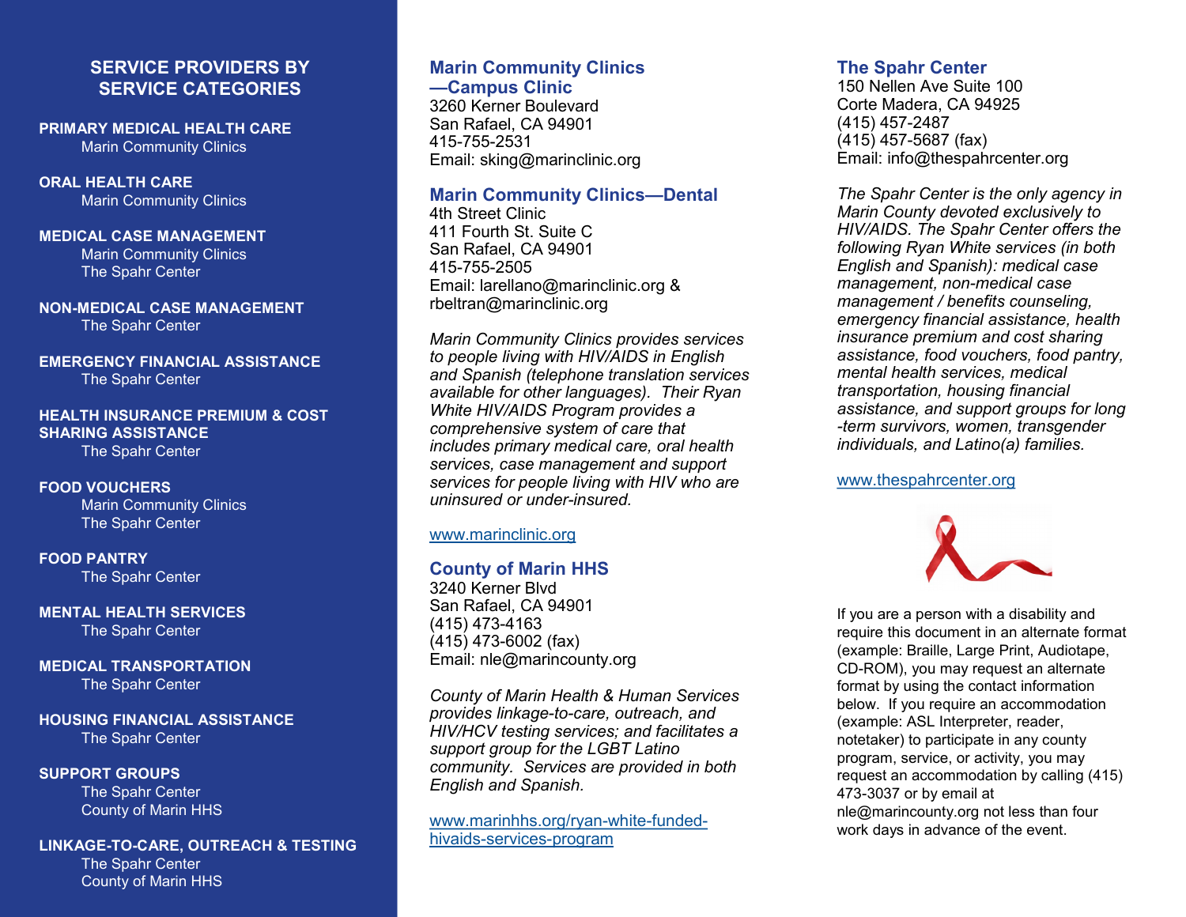## SERVICE PROVIDERS BY SERVICE CATEGORIES

**PRIMARY MEDICAL HEALTH CARE**
- Marin Community Clinics

**ORAL HEALTH CARE**
- Marin Community Clinics

**MEDICAL CASE MANAGEMENT**
- Marin Community Clinics
- The Spahr Center

**NON-MEDICAL CASE MANAGEMENT**
- The Spahr Center

**EMERGENCY FINANCIAL ASSISTANCE**
- The Spahr Center

**HEALTH INSURANCE PREMIUM & COST SHARING ASSISTANCE**
- The Spahr Center

**FOOD VOUCHERS**
- Marin Community Clinics
- The Spahr Center

**FOOD PANTRY**
- The Spahr Center

**MENTAL HEALTH SERVICES**
- The Spahr Center

**MEDICAL TRANSPORTATION**
- The Spahr Center

**HOUSING FINANCIAL ASSISTANCE**
- The Spahr Center

**SUPPORT GROUPS**
- The Spahr Center
- County of Marin HHS

**LINKAGE-TO-CARE, OUTREACH & TESTING**
- The Spahr Center
- County of Marin HHS

### Marin Community Clinics —Campus Clinic

3260 Kerner Boulevard
San Rafael, CA 94901
415-755-2531
Email: sking@marinclinic.org

### Marin Community Clinics—Dental

4th Street Clinic
411 Fourth St. Suite C
San Rafael, CA 94901
415-755-2505
Email: larellano@marinclinic.org & rbeltran@marinclinic.org

*Marin Community Clinics provides services to people living with HIV/AIDS in English and Spanish (telephone translation services available for other languages). Their Ryan White HIV/AIDS Program provides a comprehensive system of care that includes primary medical care, oral health services, case management and support services for people living with HIV who are uninsured or under-insured.*

www.marinclinic.org

### County of Marin HHS

3240 Kerner Blvd
San Rafael, CA 94901
(415) 473-4163
(415) 473-6002 (fax)
Email: nle@marincounty.org

*County of Marin Health & Human Services provides linkage-to-care, outreach, and HIV/HCV testing services; and facilitates a support group for the LGBT Latino community. Services are provided in both English and Spanish.*

www.marinhhs.org/ryan-white-funded-hivaids-services-program

### The Spahr Center

150 Nellen Ave Suite 100
Corte Madera, CA 94925
(415) 457-2487
(415) 457-5687 (fax)
Email: info@thespahrcenter.org

*The Spahr Center is the only agency in Marin County devoted exclusively to HIV/AIDS. The Spahr Center offers the following Ryan White services (in both English and Spanish): medical case management, non-medical case management / benefits counseling, emergency financial assistance, health insurance premium and cost sharing assistance, food vouchers, food pantry, mental health services, medical transportation, housing financial assistance, and support groups for long -term survivors, women, transgender individuals, and Latino(a) families.*

www.thespahrcenter.org

If you are a person with a disability and require this document in an alternate format (example: Braille, Large Print, Audiotape, CD-ROM), you may request an alternate format by using the contact information below. If you require an accommodation (example: ASL Interpreter, reader, notetaker) to participate in any county program, service, or activity, you may request an accommodation by calling (415) 473-3037 or by email at nle@marincounty.org not less than four work days in advance of the event.